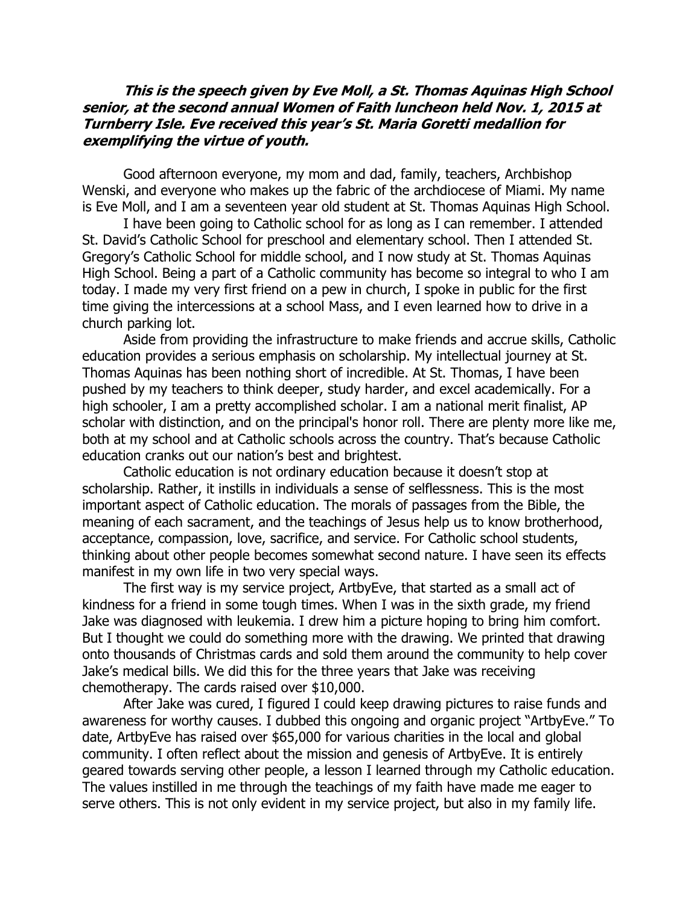***This is the speech given by Eve Moll, a St. Thomas Aquinas High School senior, at the second annual Women of Faith luncheon held Nov. 1, 2015 at Turnberry Isle. Eve received this year's St. Maria Goretti medallion for exemplifying the virtue of youth.***

Good afternoon everyone, my mom and dad, family, teachers, Archbishop Wenski, and everyone who makes up the fabric of the archdiocese of Miami. My name is Eve Moll, and I am a seventeen year old student at St. Thomas Aquinas High School.

I have been going to Catholic school for as long as I can remember. I attended St. David's Catholic School for preschool and elementary school. Then I attended St. Gregory's Catholic School for middle school, and I now study at St. Thomas Aquinas High School. Being a part of a Catholic community has become so integral to who I am today. I made my very first friend on a pew in church, I spoke in public for the first time giving the intercessions at a school Mass, and I even learned how to drive in a church parking lot.

Aside from providing the infrastructure to make friends and accrue skills, Catholic education provides a serious emphasis on scholarship. My intellectual journey at St. Thomas Aquinas has been nothing short of incredible. At St. Thomas, I have been pushed by my teachers to think deeper, study harder, and excel academically. For a high schooler, I am a pretty accomplished scholar. I am a national merit finalist, AP scholar with distinction, and on the principal's honor roll. There are plenty more like me, both at my school and at Catholic schools across the country. That's because Catholic education cranks out our nation's best and brightest.

Catholic education is not ordinary education because it doesn't stop at scholarship. Rather, it instills in individuals a sense of selflessness. This is the most important aspect of Catholic education. The morals of passages from the Bible, the meaning of each sacrament, and the teachings of Jesus help us to know brotherhood, acceptance, compassion, love, sacrifice, and service. For Catholic school students, thinking about other people becomes somewhat second nature. I have seen its effects manifest in my own life in two very special ways.

The first way is my service project, ArtbyEve, that started as a small act of kindness for a friend in some tough times. When I was in the sixth grade, my friend Jake was diagnosed with leukemia. I drew him a picture hoping to bring him comfort. But I thought we could do something more with the drawing. We printed that drawing onto thousands of Christmas cards and sold them around the community to help cover Jake's medical bills. We did this for the three years that Jake was receiving chemotherapy. The cards raised over $10,000.

After Jake was cured, I figured I could keep drawing pictures to raise funds and awareness for worthy causes. I dubbed this ongoing and organic project "ArtbyEve." To date, ArtbyEve has raised over $65,000 for various charities in the local and global community. I often reflect about the mission and genesis of ArtbyEve. It is entirely geared towards serving other people, a lesson I learned through my Catholic education. The values instilled in me through the teachings of my faith have made me eager to serve others. This is not only evident in my service project, but also in my family life.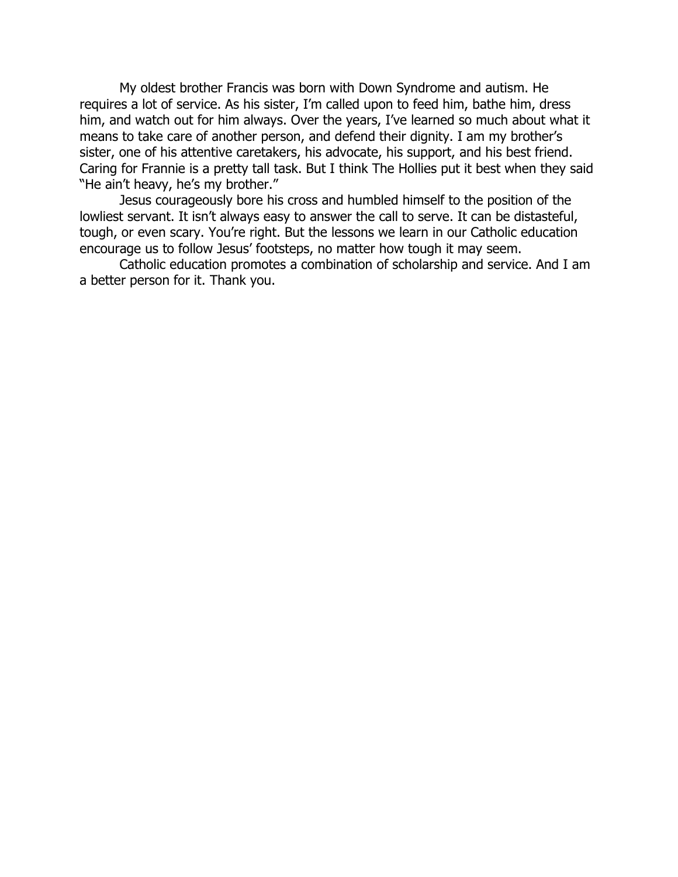My oldest brother Francis was born with Down Syndrome and autism. He requires a lot of service. As his sister, I'm called upon to feed him, bathe him, dress him, and watch out for him always. Over the years, I've learned so much about what it means to take care of another person, and defend their dignity. I am my brother's sister, one of his attentive caretakers, his advocate, his support, and his best friend. Caring for Frannie is a pretty tall task. But I think The Hollies put it best when they said "He ain't heavy, he's my brother."

Jesus courageously bore his cross and humbled himself to the position of the lowliest servant. It isn't always easy to answer the call to serve. It can be distasteful, tough, or even scary. You're right. But the lessons we learn in our Catholic education encourage us to follow Jesus' footsteps, no matter how tough it may seem.

Catholic education promotes a combination of scholarship and service. And I am a better person for it. Thank you.